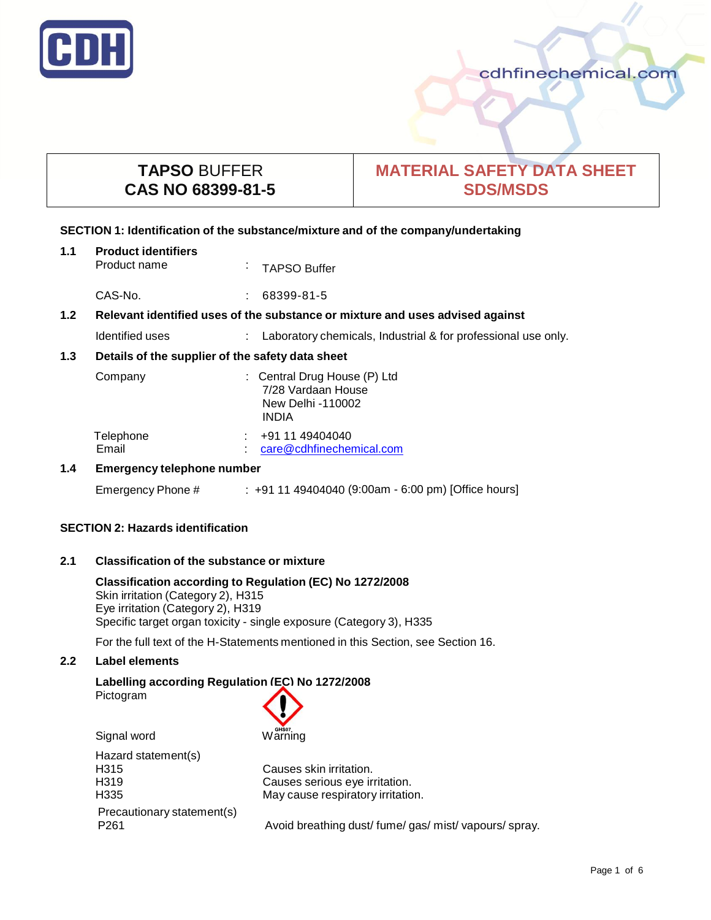CDH

cdhfinechemical.com

| TAPSO BUFFER<br>CAS NO 68399-81-5 | MATERIAL SAFETY DATA SHEET<br>SDS/MSDS |
|---|---|

## SECTION 1: Identification of the substance/mixture and of the company/undertaking

**1.1 Product identifiers**

Product name : TAPSO Buffer

CAS-No. : 68399-81-5

**1.2 Relevant identified uses of the substance or mixture and uses advised against**

Identified uses : Laboratory chemicals, Industrial & for professional use only.

**1.3 Details of the supplier of the safety data sheet**

Company : Central Drug House (P) Ltd
7/28 Vardaan House
New Delhi -110002
INDIA

Telephone : +91 11 49404040
Email : care@cdhfinechemical.com

**1.4 Emergency telephone number**

Emergency Phone # : +91 11 49404040 (9:00am - 6:00 pm) [Office hours]

## SECTION 2: Hazards identification

**2.1 Classification of the substance or mixture**

**Classification according to Regulation (EC) No 1272/2008**
Skin irritation (Category 2), H315
Eye irritation (Category 2), H319
Specific target organ toxicity - single exposure (Category 3), H335

For the full text of the H-Statements mentioned in this Section, see Section 16.

**2.2 Label elements**

**Labelling according Regulation (EC) No 1272/2008**
Pictogram

GHS07

Signal word Warning

Hazard statement(s)
H315 Causes skin irritation.
H319 Causes serious eye irritation.
H335 May cause respiratory irritation.

Precautionary statement(s)
P261 Avoid breathing dust/ fume/ gas/ mist/ vapours/ spray.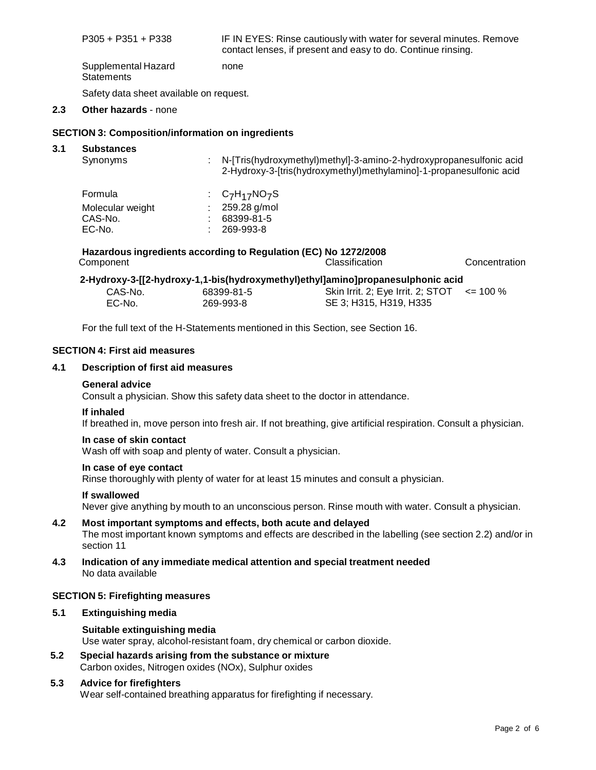| | |
|---|---|
| P305 + P351 + P338 | IF IN EYES: Rinse cautiously with water for several minutes. Remove contact lenses, if present and easy to do. Continue rinsing. |
| Supplemental Hazard Statements | none |

Safety data sheet available on request.

**2.3 Other hazards** - none

## SECTION 3: Composition/information on ingredients

### 3.1 Substances

| | | |
|---|---|---|
| Synonyms | : | N-[Tris(hydroxymethyl)methyl]-3-amino-2-hydroxypropanesulfonic acid<br>2-Hydroxy-3-[tris(hydroxymethyl)methylamino]-1-propanesulfonic acid |
| Formula | : | $C_7H_{17}NO_7S$ |
| Molecular weight | : | 259.28 g/mol |
| CAS-No. | : | 68399-81-5 |
| EC-No. | : | 269-993-8 |

**Hazardous ingredients according to Regulation (EC) No 1272/2008**

| Component | | Classification | Concentration |
|---|---|---|---|
| **2-Hydroxy-3-[[2-hydroxy-1,1-bis(hydroxymethyl)ethyl]amino]propanesulphonic acid** | | | |
| CAS-No.<br>EC-No. | 68399-81-5<br>269-993-8 | Skin Irrit. 2; Eye Irrit. 2; STOT SE 3; H315, H319, H335 | <= 100 % |

For the full text of the H-Statements mentioned in this Section, see Section 16.

## SECTION 4: First aid measures

### 4.1 Description of first aid measures

**General advice**
Consult a physician. Show this safety data sheet to the doctor in attendance.

**If inhaled**
If breathed in, move person into fresh air. If not breathing, give artificial respiration. Consult a physician.

**In case of skin contact**
Wash off with soap and plenty of water. Consult a physician.

**In case of eye contact**
Rinse thoroughly with plenty of water for at least 15 minutes and consult a physician.

**If swallowed**
Never give anything by mouth to an unconscious person. Rinse mouth with water. Consult a physician.

### 4.2 Most important symptoms and effects, both acute and delayed

The most important known symptoms and effects are described in the labelling (see section 2.2) and/or in section 11

### 4.3 Indication of any immediate medical attention and special treatment needed

No data available

## SECTION 5: Firefighting measures

### 5.1 Extinguishing media

**Suitable extinguishing media**
Use water spray, alcohol-resistant foam, dry chemical or carbon dioxide.

### 5.2 Special hazards arising from the substance or mixture

Carbon oxides, Nitrogen oxides (NOx), Sulphur oxides

### 5.3 Advice for firefighters

Wear self-contained breathing apparatus for firefighting if necessary.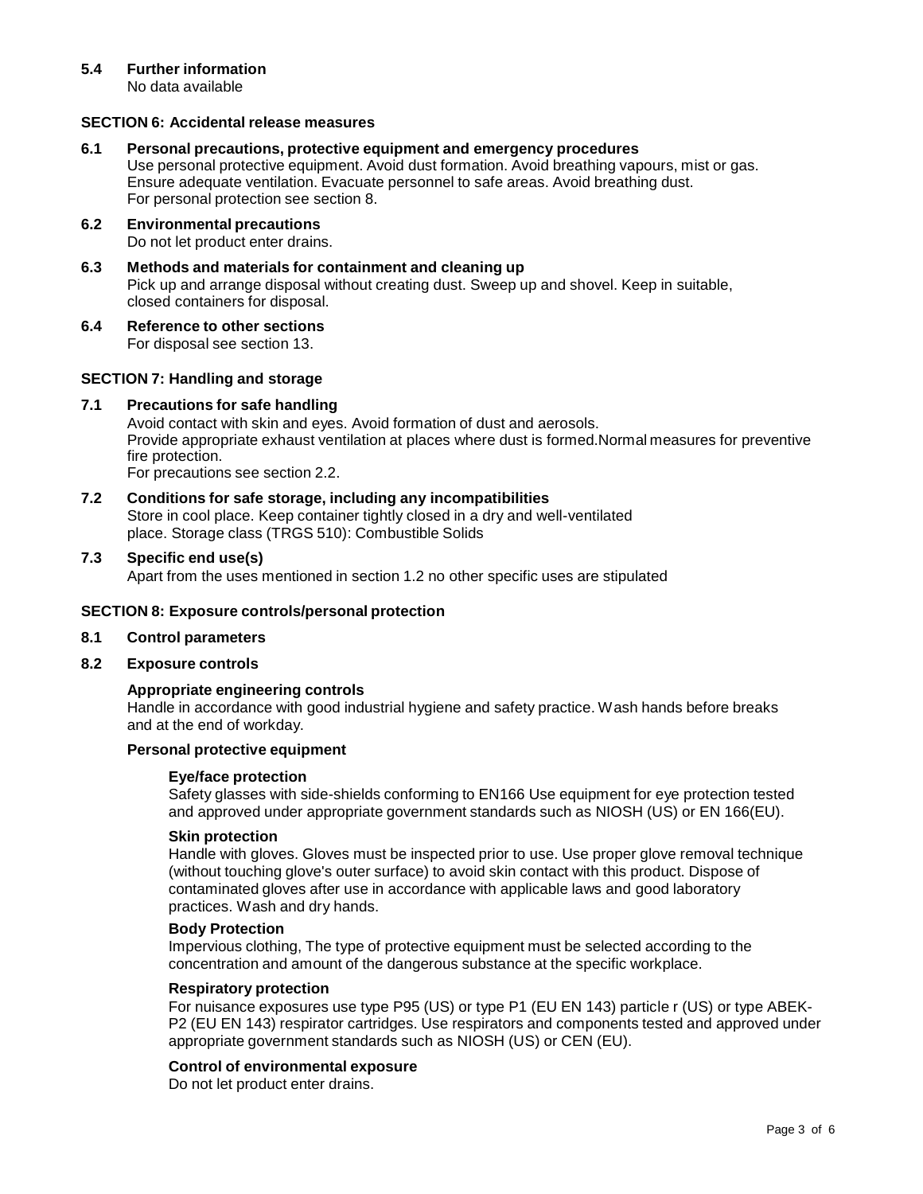### 5.4 Further information

No data available

## SECTION 6: Accidental release measures

### 6.1 Personal precautions, protective equipment and emergency procedures

Use personal protective equipment. Avoid dust formation. Avoid breathing vapours, mist or gas. Ensure adequate ventilation. Evacuate personnel to safe areas. Avoid breathing dust. For personal protection see section 8.

### 6.2 Environmental precautions

Do not let product enter drains.

### 6.3 Methods and materials for containment and cleaning up

Pick up and arrange disposal without creating dust. Sweep up and shovel. Keep in suitable, closed containers for disposal.

### 6.4 Reference to other sections

For disposal see section 13.

## SECTION 7: Handling and storage

### 7.1 Precautions for safe handling

Avoid contact with skin and eyes. Avoid formation of dust and aerosols.
Provide appropriate exhaust ventilation at places where dust is formed.Normal measures for preventive fire protection.
For precautions see section 2.2.

### 7.2 Conditions for safe storage, including any incompatibilities

Store in cool place. Keep container tightly closed in a dry and well-ventilated place. Storage class (TRGS 510): Combustible Solids

### 7.3 Specific end use(s)

Apart from the uses mentioned in section 1.2 no other specific uses are stipulated

## SECTION 8: Exposure controls/personal protection

### 8.1 Control parameters

### 8.2 Exposure controls

**Appropriate engineering controls**

Handle in accordance with good industrial hygiene and safety practice. Wash hands before breaks and at the end of workday.

**Personal protective equipment**

**Eye/face protection**

Safety glasses with side-shields conforming to EN166 Use equipment for eye protection tested and approved under appropriate government standards such as NIOSH (US) or EN 166(EU).

**Skin protection**

Handle with gloves. Gloves must be inspected prior to use. Use proper glove removal technique (without touching glove's outer surface) to avoid skin contact with this product. Dispose of contaminated gloves after use in accordance with applicable laws and good laboratory practices. Wash and dry hands.

**Body Protection**

Impervious clothing, The type of protective equipment must be selected according to the concentration and amount of the dangerous substance at the specific workplace.

**Respiratory protection**

For nuisance exposures use type P95 (US) or type P1 (EU EN 143) particle r (US) or type ABEK-P2 (EU EN 143) respirator cartridges. Use respirators and components tested and approved under appropriate government standards such as NIOSH (US) or CEN (EU).

**Control of environmental exposure**

Do not let product enter drains.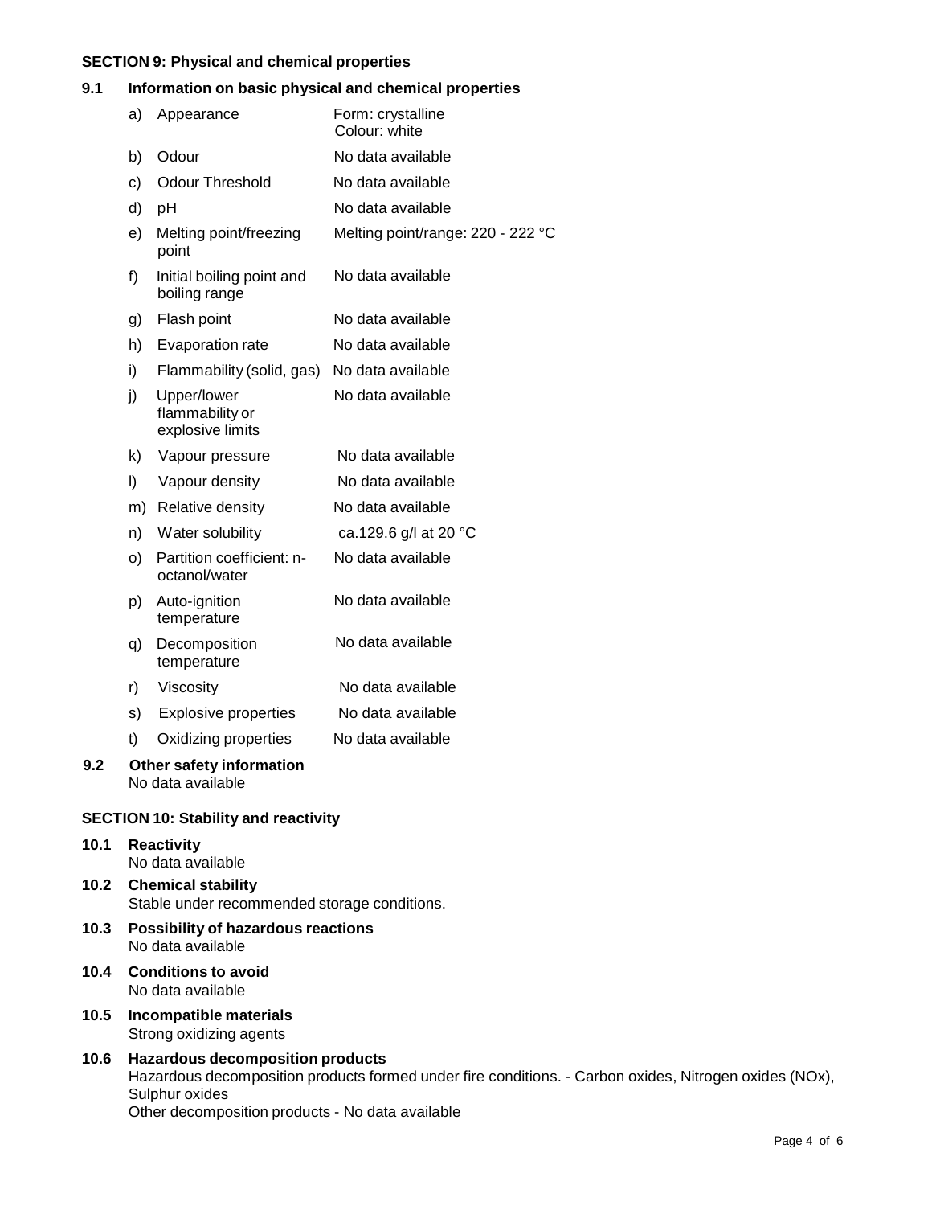## SECTION 9: Physical and chemical properties

### 9.1 Information on basic physical and chemical properties

| | | |
|---|---|---|
| a) | Appearance | Form: crystalline<br>Colour: white |
| b) | Odour | No data available |
| c) | Odour Threshold | No data available |
| d) | pH | No data available |
| e) | Melting point/freezing point | Melting point/range: 220 - 222 °C |
| f) | Initial boiling point and boiling range | No data available |
| g) | Flash point | No data available |
| h) | Evaporation rate | No data available |
| i) | Flammability (solid, gas) | No data available |
| j) | Upper/lower flammability or explosive limits | No data available |
| k) | Vapour pressure | No data available |
| l) | Vapour density | No data available |
| m) | Relative density | No data available |
| n) | Water solubility | ca.129.6 g/l at 20 °C |
| o) | Partition coefficient: n-octanol/water | No data available |
| p) | Auto-ignition temperature | No data available |
| q) | Decomposition temperature | No data available |
| r) | Viscosity | No data available |
| s) | Explosive properties | No data available |
| t) | Oxidizing properties | No data available |

### 9.2 Other safety information

No data available

## SECTION 10: Stability and reactivity

### 10.1 Reactivity

No data available

### 10.2 Chemical stability

Stable under recommended storage conditions.

### 10.3 Possibility of hazardous reactions

No data available

### 10.4 Conditions to avoid

No data available

### 10.5 Incompatible materials

Strong oxidizing agents

### 10.6 Hazardous decomposition products

Hazardous decomposition products formed under fire conditions. - Carbon oxides, Nitrogen oxides (NOx), Sulphur oxides

Other decomposition products - No data available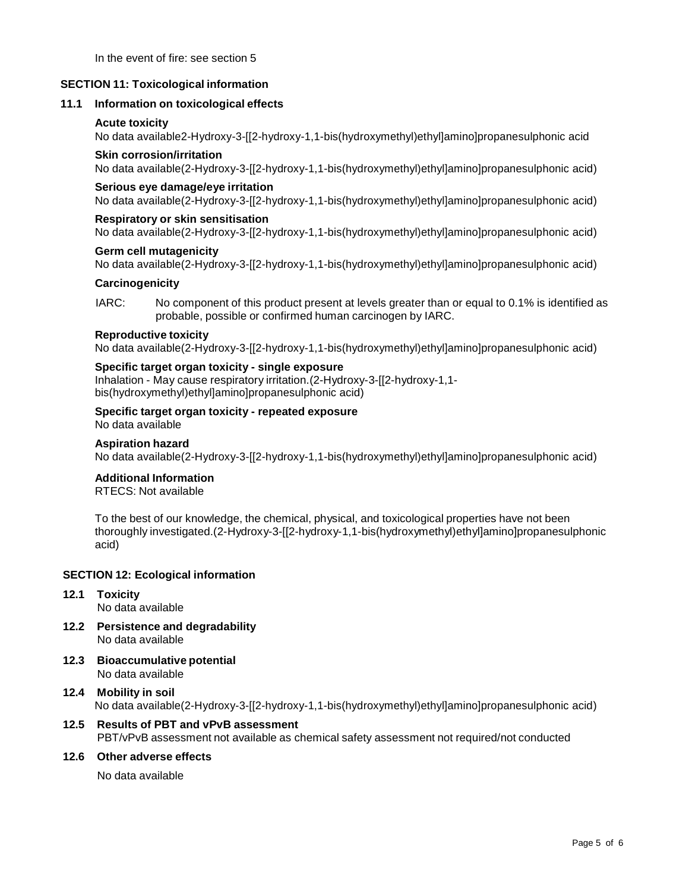In the event of fire: see section 5

## SECTION 11: Toxicological information

### 11.1 Information on toxicological effects

**Acute toxicity**
No data available2-Hydroxy-3-[[2-hydroxy-1,1-bis(hydroxymethyl)ethyl]amino]propanesulphonic acid

**Skin corrosion/irritation**
No data available(2-Hydroxy-3-[[2-hydroxy-1,1-bis(hydroxymethyl)ethyl]amino]propanesulphonic acid)

**Serious eye damage/eye irritation**
No data available(2-Hydroxy-3-[[2-hydroxy-1,1-bis(hydroxymethyl)ethyl]amino]propanesulphonic acid)

**Respiratory or skin sensitisation**
No data available(2-Hydroxy-3-[[2-hydroxy-1,1-bis(hydroxymethyl)ethyl]amino]propanesulphonic acid)

**Germ cell mutagenicity**
No data available(2-Hydroxy-3-[[2-hydroxy-1,1-bis(hydroxymethyl)ethyl]amino]propanesulphonic acid)

**Carcinogenicity**

IARC: No component of this product present at levels greater than or equal to 0.1% is identified as probable, possible or confirmed human carcinogen by IARC.

**Reproductive toxicity**
No data available(2-Hydroxy-3-[[2-hydroxy-1,1-bis(hydroxymethyl)ethyl]amino]propanesulphonic acid)

**Specific target organ toxicity - single exposure**
Inhalation - May cause respiratory irritation.(2-Hydroxy-3-[[2-hydroxy-1,1-bis(hydroxymethyl)ethyl]amino]propanesulphonic acid)

**Specific target organ toxicity - repeated exposure**
No data available

**Aspiration hazard**
No data available(2-Hydroxy-3-[[2-hydroxy-1,1-bis(hydroxymethyl)ethyl]amino]propanesulphonic acid)

**Additional Information**
RTECS: Not available

To the best of our knowledge, the chemical, physical, and toxicological properties have not been thoroughly investigated.(2-Hydroxy-3-[[2-hydroxy-1,1-bis(hydroxymethyl)ethyl]amino]propanesulphonic acid)

## SECTION 12: Ecological information

### 12.1 Toxicity
No data available

### 12.2 Persistence and degradability
No data available

### 12.3 Bioaccumulative potential
No data available

### 12.4 Mobility in soil
No data available(2-Hydroxy-3-[[2-hydroxy-1,1-bis(hydroxymethyl)ethyl]amino]propanesulphonic acid)

### 12.5 Results of PBT and vPvB assessment
PBT/vPvB assessment not available as chemical safety assessment not required/not conducted

### 12.6 Other adverse effects
No data available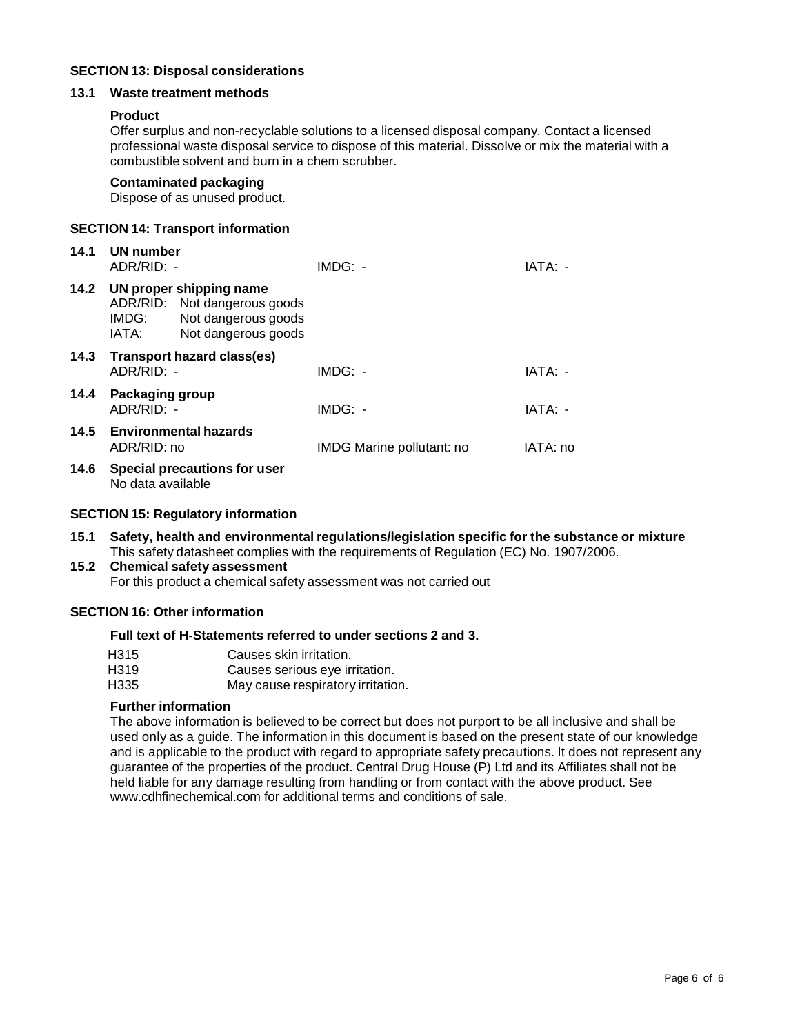## SECTION 13: Disposal considerations

### 13.1 Waste treatment methods

**Product**

Offer surplus and non-recyclable solutions to a licensed disposal company. Contact a licensed professional waste disposal service to dispose of this material. Dissolve or mix the material with a combustible solvent and burn in a chem scrubber.

**Contaminated packaging**

Dispose of as unused product.

## SECTION 14: Transport information

### 14.1 UN number

| | | |
|---|---|---|
| ADR/RID: - | IMDG: - | IATA: - |

### 14.2 UN proper shipping name

ADR/RID: Not dangerous goods
IMDG: Not dangerous goods
IATA: Not dangerous goods

### 14.3 Transport hazard class(es)

| | | |
|---|---|---|
| ADR/RID: - | IMDG: - | IATA: - |

### 14.4 Packaging group

| | | |
|---|---|---|
| ADR/RID: - | IMDG: - | IATA: - |

### 14.5 Environmental hazards

| | | |
|---|---|---|
| ADR/RID: no | IMDG Marine pollutant: no | IATA: no |

### 14.6 Special precautions for user

No data available

## SECTION 15: Regulatory information

### 15.1 Safety, health and environmental regulations/legislation specific for the substance or mixture

This safety datasheet complies with the requirements of Regulation (EC) No. 1907/2006.

### 15.2 Chemical safety assessment

For this product a chemical safety assessment was not carried out

## SECTION 16: Other information

**Full text of H-Statements referred to under sections 2 and 3.**

| | |
|---|---|
| H315 | Causes skin irritation. |
| H319 | Causes serious eye irritation. |
| H335 | May cause respiratory irritation. |

**Further information**

The above information is believed to be correct but does not purport to be all inclusive and shall be used only as a guide. The information in this document is based on the present state of our knowledge and is applicable to the product with regard to appropriate safety precautions. It does not represent any guarantee of the properties of the product. Central Drug House (P) Ltd and its Affiliates shall not be held liable for any damage resulting from handling or from contact with the above product. See www.cdhfinechemical.com for additional terms and conditions of sale.